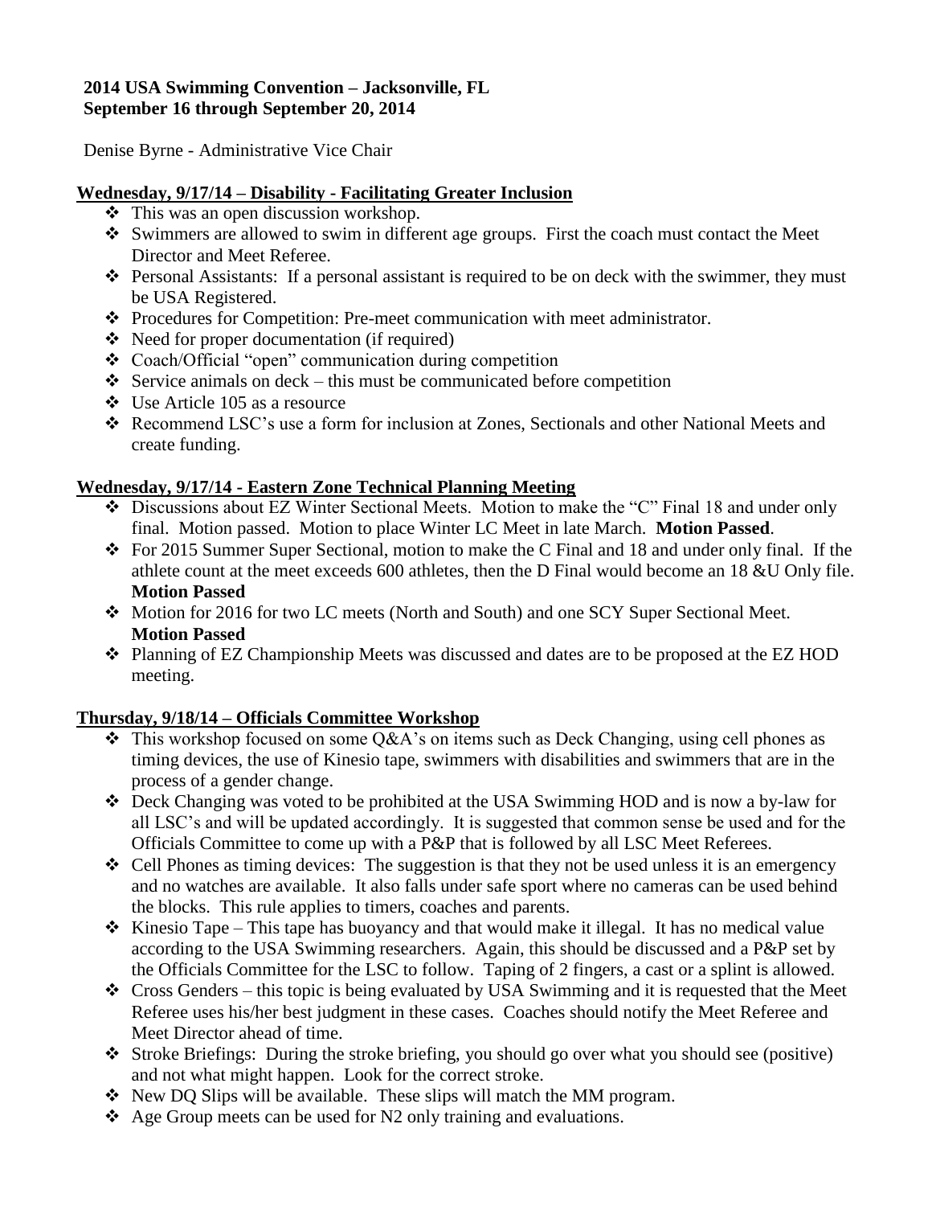**2014 USA Swimming Convention – Jacksonville, FL**
**September 16 through September 20, 2014**

Denise Byrne - Administrative Vice Chair

**Wednesday, 9/17/14 – Disability - Facilitating Greater Inclusion**

- This was an open discussion workshop.
- Swimmers are allowed to swim in different age groups. First the coach must contact the Meet Director and Meet Referee.
- Personal Assistants: If a personal assistant is required to be on deck with the swimmer, they must be USA Registered.
- Procedures for Competition: Pre-meet communication with meet administrator.
- Need for proper documentation (if required)
- Coach/Official "open" communication during competition
- Service animals on deck – this must be communicated before competition
- Use Article 105 as a resource
- Recommend LSC's use a form for inclusion at Zones, Sectionals and other National Meets and create funding.

**Wednesday, 9/17/14 - Eastern Zone Technical Planning Meeting**

- Discussions about EZ Winter Sectional Meets. Motion to make the "C" Final 18 and under only final. Motion passed. Motion to place Winter LC Meet in late March. **Motion Passed**.
- For 2015 Summer Super Sectional, motion to make the C Final and 18 and under only final. If the athlete count at the meet exceeds 600 athletes, then the D Final would become an 18 &U Only file. **Motion Passed**
- Motion for 2016 for two LC meets (North and South) and one SCY Super Sectional Meet. **Motion Passed**
- Planning of EZ Championship Meets was discussed and dates are to be proposed at the EZ HOD meeting.

**Thursday, 9/18/14 – Officials Committee Workshop**

- This workshop focused on some Q&A's on items such as Deck Changing, using cell phones as timing devices, the use of Kinesio tape, swimmers with disabilities and swimmers that are in the process of a gender change.
- Deck Changing was voted to be prohibited at the USA Swimming HOD and is now a by-law for all LSC's and will be updated accordingly. It is suggested that common sense be used and for the Officials Committee to come up with a P&P that is followed by all LSC Meet Referees.
- Cell Phones as timing devices: The suggestion is that they not be used unless it is an emergency and no watches are available. It also falls under safe sport where no cameras can be used behind the blocks. This rule applies to timers, coaches and parents.
- Kinesio Tape – This tape has buoyancy and that would make it illegal. It has no medical value according to the USA Swimming researchers. Again, this should be discussed and a P&P set by the Officials Committee for the LSC to follow. Taping of 2 fingers, a cast or a splint is allowed.
- Cross Genders – this topic is being evaluated by USA Swimming and it is requested that the Meet Referee uses his/her best judgment in these cases. Coaches should notify the Meet Referee and Meet Director ahead of time.
- Stroke Briefings: During the stroke briefing, you should go over what you should see (positive) and not what might happen. Look for the correct stroke.
- New DQ Slips will be available. These slips will match the MM program.
- Age Group meets can be used for N2 only training and evaluations.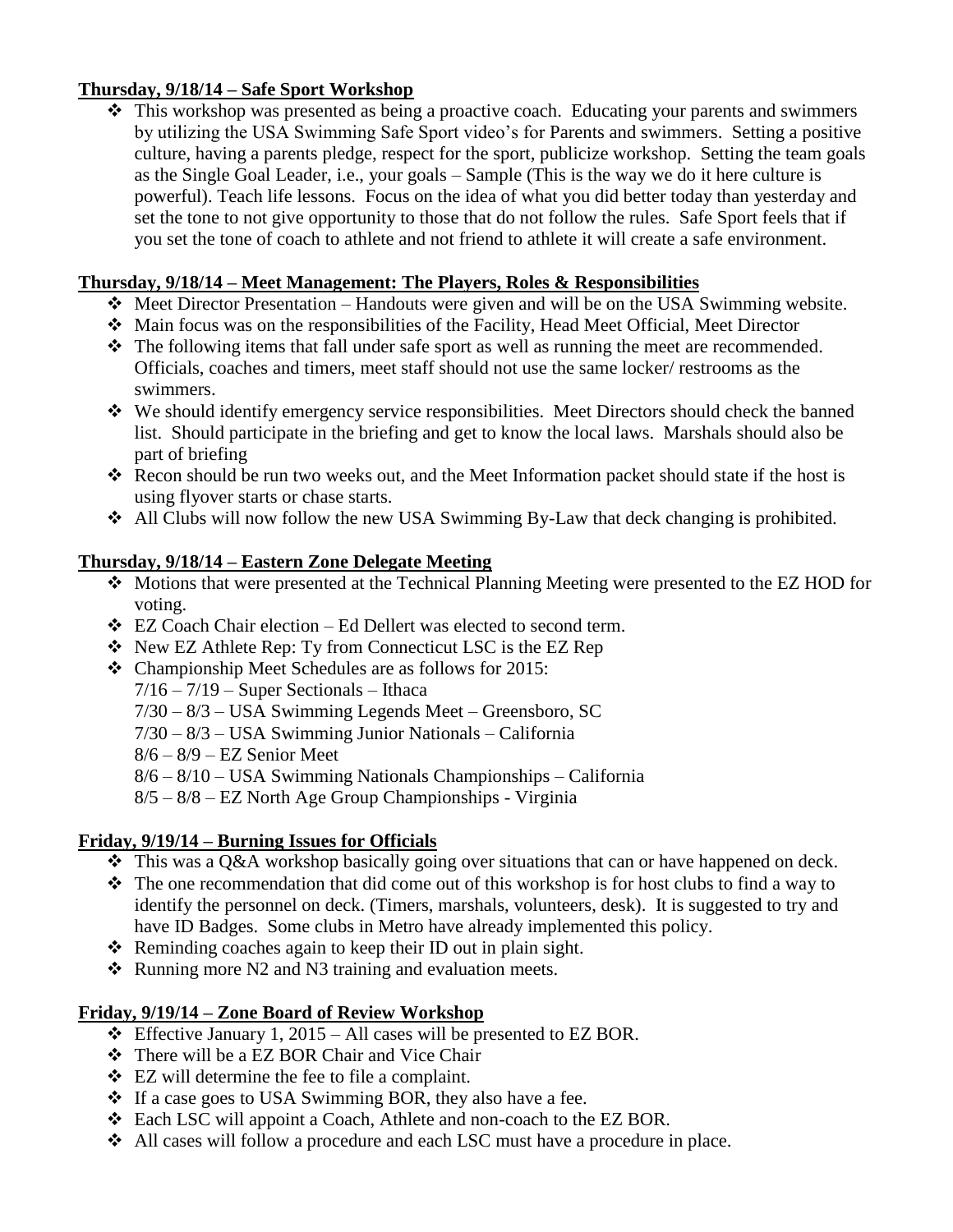**Thursday, 9/18/14 – Safe Sport Workshop**

- This workshop was presented as being a proactive coach. Educating your parents and swimmers by utilizing the USA Swimming Safe Sport video's for Parents and swimmers. Setting a positive culture, having a parents pledge, respect for the sport, publicize workshop. Setting the team goals as the Single Goal Leader, i.e., your goals – Sample (This is the way we do it here culture is powerful). Teach life lessons. Focus on the idea of what you did better today than yesterday and set the tone to not give opportunity to those that do not follow the rules. Safe Sport feels that if you set the tone of coach to athlete and not friend to athlete it will create a safe environment.

**Thursday, 9/18/14 – Meet Management: The Players, Roles & Responsibilities**

- Meet Director Presentation – Handouts were given and will be on the USA Swimming website.
- Main focus was on the responsibilities of the Facility, Head Meet Official, Meet Director
- The following items that fall under safe sport as well as running the meet are recommended. Officials, coaches and timers, meet staff should not use the same locker/ restrooms as the swimmers.
- We should identify emergency service responsibilities. Meet Directors should check the banned list. Should participate in the briefing and get to know the local laws. Marshals should also be part of briefing
- Recon should be run two weeks out, and the Meet Information packet should state if the host is using flyover starts or chase starts.
- All Clubs will now follow the new USA Swimming By-Law that deck changing is prohibited.

**Thursday, 9/18/14 – Eastern Zone Delegate Meeting**

- Motions that were presented at the Technical Planning Meeting were presented to the EZ HOD for voting.
- EZ Coach Chair election – Ed Dellert was elected to second term.
- New EZ Athlete Rep: Ty from Connecticut LSC is the EZ Rep
- Championship Meet Schedules are as follows for 2015:
  7/16 – 7/19 – Super Sectionals – Ithaca
  7/30 – 8/3 – USA Swimming Legends Meet – Greensboro, SC
  7/30 – 8/3 – USA Swimming Junior Nationals – California
  8/6 – 8/9 – EZ Senior Meet
  8/6 – 8/10 – USA Swimming Nationals Championships – California
  8/5 – 8/8 – EZ North Age Group Championships - Virginia

**Friday, 9/19/14 – Burning Issues for Officials**

- This was a Q&A workshop basically going over situations that can or have happened on deck.
- The one recommendation that did come out of this workshop is for host clubs to find a way to identify the personnel on deck. (Timers, marshals, volunteers, desk). It is suggested to try and have ID Badges. Some clubs in Metro have already implemented this policy.
- Reminding coaches again to keep their ID out in plain sight.
- Running more N2 and N3 training and evaluation meets.

**Friday, 9/19/14 – Zone Board of Review Workshop**

- Effective January 1, 2015 – All cases will be presented to EZ BOR.
- There will be a EZ BOR Chair and Vice Chair
- EZ will determine the fee to file a complaint.
- If a case goes to USA Swimming BOR, they also have a fee.
- Each LSC will appoint a Coach, Athlete and non-coach to the EZ BOR.
- All cases will follow a procedure and each LSC must have a procedure in place.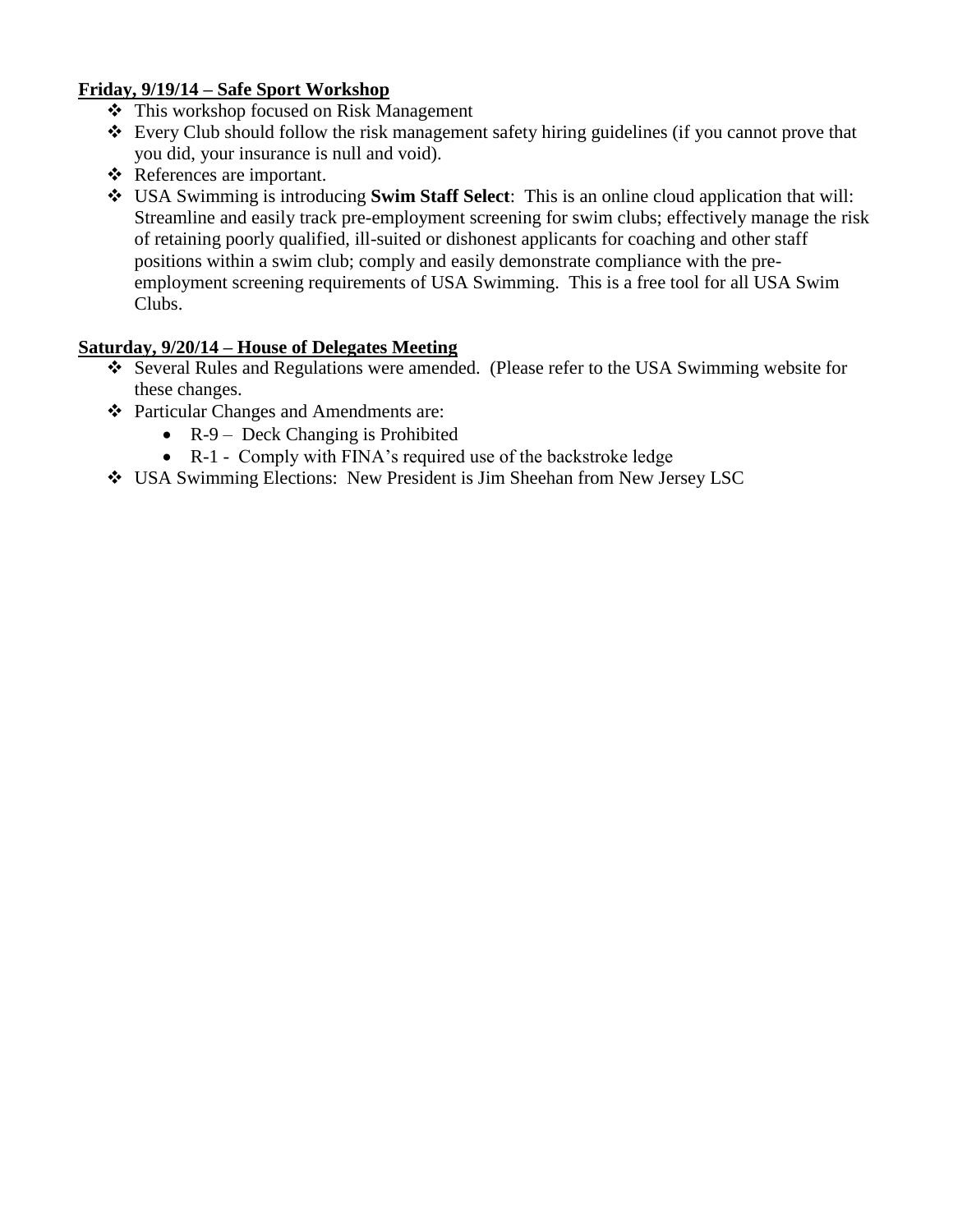**Friday, 9/19/14 – Safe Sport Workshop**

- This workshop focused on Risk Management
- Every Club should follow the risk management safety hiring guidelines (if you cannot prove that you did, your insurance is null and void).
- References are important.
- USA Swimming is introducing **Swim Staff Select**: This is an online cloud application that will: Streamline and easily track pre-employment screening for swim clubs; effectively manage the risk of retaining poorly qualified, ill-suited or dishonest applicants for coaching and other staff positions within a swim club; comply and easily demonstrate compliance with the pre-employment screening requirements of USA Swimming. This is a free tool for all USA Swim Clubs.

**Saturday, 9/20/14 – House of Delegates Meeting**

- Several Rules and Regulations were amended. (Please refer to the USA Swimming website for these changes.
- Particular Changes and Amendments are:
  - R-9 – Deck Changing is Prohibited
  - R-1 - Comply with FINA's required use of the backstroke ledge
- USA Swimming Elections: New President is Jim Sheehan from New Jersey LSC